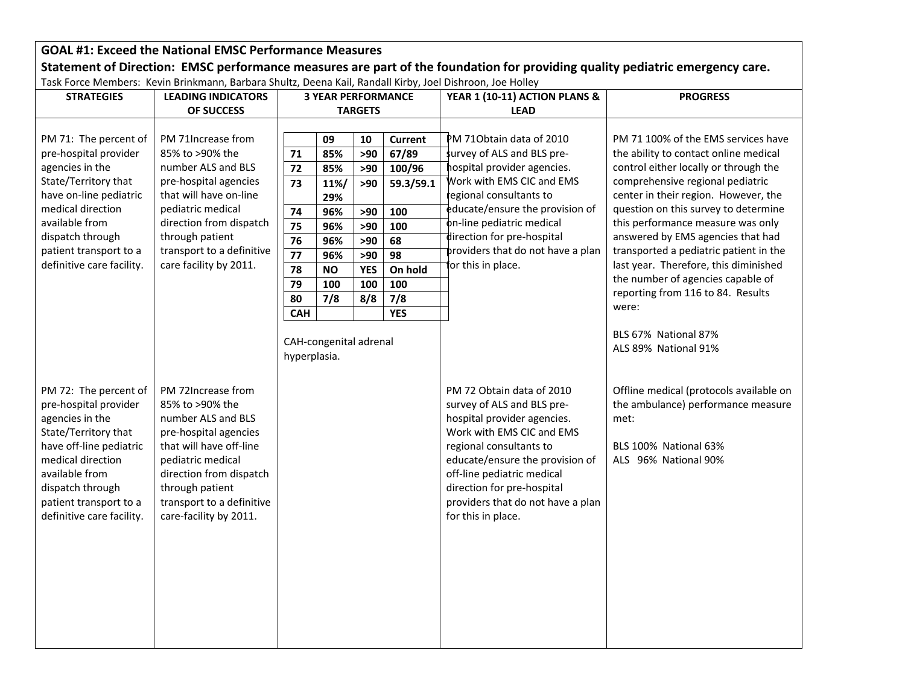**GOAL #1: Exceed the National EMSC Performance Measures**

**Statement of Direction: EMSC performance measures are part of the foundation for providing quality pediatric emergency care.**

Task Force Members: Kevin Brinkmann, Barbara Shultz, Deena Kail, Randall Kirby, Joel Dishroon, Joe Holley

| STRATEGIES | LEADING INDICATORS OF SUCCESS | 3 YEAR PERFORMANCE TARGETS | YEAR 1 (10-11) ACTION PLANS & LEAD | PROGRESS |
|---|---|---|---|---|
| PM 71: The percent of pre-hospital provider agencies in the State/Territory that have on-line pediatric medical direction available from dispatch through patient transport to a definitive care facility. | PM 71Increase from 85% to >90% the number ALS and BLS pre-hospital agencies that will have on-line pediatric medical direction from dispatch through patient transport to a definitive care facility by 2011. | (see table below) CAH-congenital adrenal hyperplasia. | PM 71Obtain data of 2010 survey of ALS and BLS pre-hospital provider agencies. Work with EMS CIC and EMS regional consultants to educate/ensure the provision of on-line pediatric medical direction for pre-hospital providers that do not have a plan for this in place. | PM 71 100% of the EMS services have the ability to contact online medical control either locally or through the comprehensive regional pediatric center in their region. However, the question on this survey to determine this performance measure was only answered by EMS agencies that had transported a pediatric patient in the last year. Therefore, this diminished the number of agencies capable of reporting from 116 to 84. Results were: BLS 67% National 87% ALS 89% National 91% |
| PM 72: The percent of pre-hospital provider agencies in the State/Territory that have off-line pediatric medical direction available from dispatch through patient transport to a definitive care facility. | PM 72Increase from 85% to >90% the number ALS and BLS pre-hospital agencies that will have off-line pediatric medical direction from dispatch through patient transport to a definitive care-facility by 2011. | | PM 72 Obtain data of 2010 survey of ALS and BLS pre-hospital provider agencies. Work with EMS CIC and EMS regional consultants to educate/ensure the provision of off-line pediatric medical direction for pre-hospital providers that do not have a plan for this in place. | Offline medical (protocols available on the ambulance) performance measure met: BLS 100% National 63% ALS 96% National 90% |

| | 09 | 10 | Current |
|---|---|---|---|
| 71 | 85% | >90 | 67/89 |
| 72 | 85% | >90 | 100/96 |
| 73 | 11%/ 29% | >90 | 59.3/59.1 |
| 74 | 96% | >90 | 100 |
| 75 | 96% | >90 | 100 |
| 76 | 96% | >90 | 68 |
| 77 | 96% | >90 | 98 |
| 78 | NO | YES | On hold |
| 79 | 100 | 100 | 100 |
| 80 | 7/8 | 8/8 | 7/8 |
| CAH | | | YES |

CAH-congenital adrenal hyperplasia.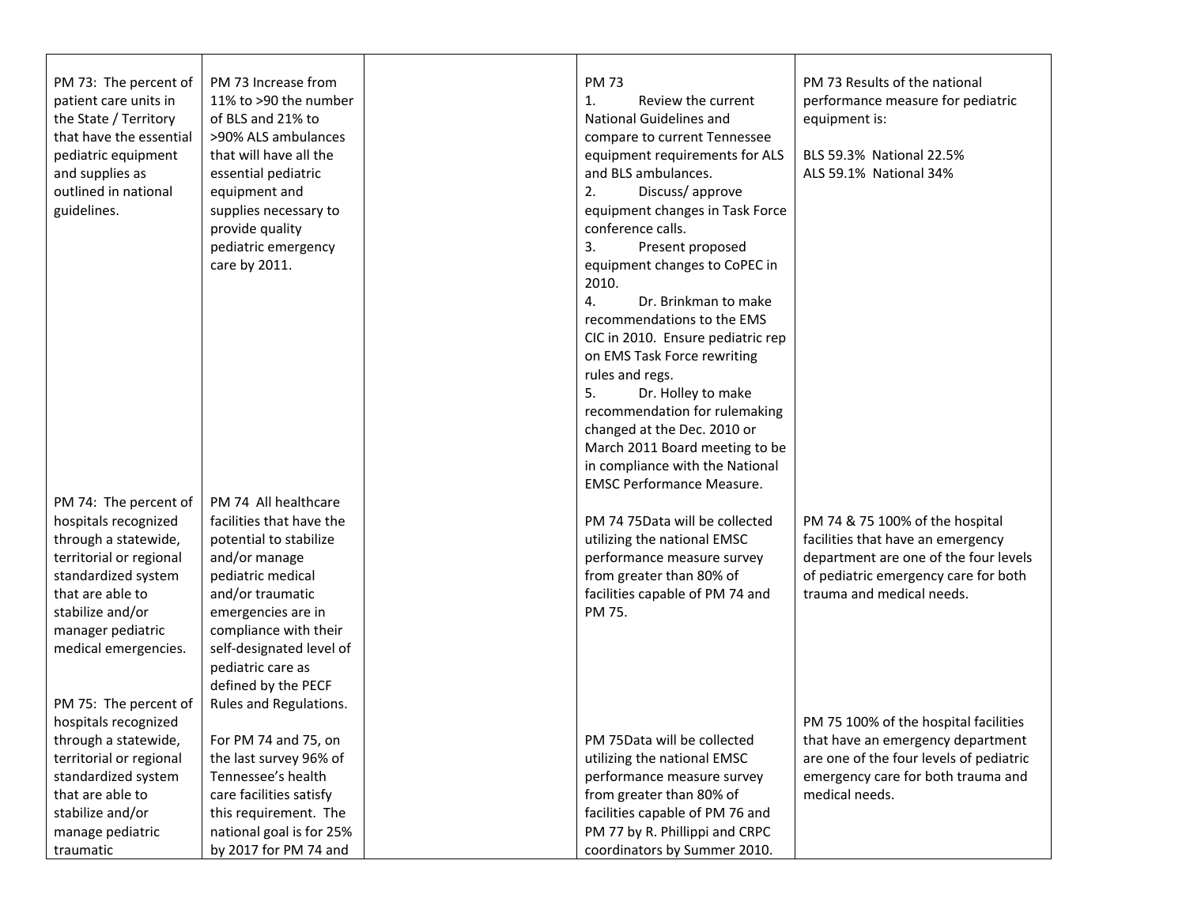| | | | | |
|---|---|---|---|---|
| PM 73: The percent of patient care units in the State / Territory that have the essential pediatric equipment and supplies as outlined in national guidelines. | PM 73 Increase from 11% to >90 the number of BLS and 21% to >90% ALS ambulances that will have all the essential pediatric equipment and supplies necessary to provide quality pediatric emergency care by 2011. | | PM 73<br>1. Review the current National Guidelines and compare to current Tennessee equipment requirements for ALS and BLS ambulances.<br>2. Discuss/ approve equipment changes in Task Force conference calls.<br>3. Present proposed equipment changes to CoPEC in 2010.<br>4. Dr. Brinkman to make recommendations to the EMS CIC in 2010. Ensure pediatric rep on EMS Task Force rewriting rules and regs.<br>5. Dr. Holley to make recommendation for rulemaking changed at the Dec. 2010 or March 2011 Board meeting to be in compliance with the National EMSC Performance Measure. | PM 73 Results of the national performance measure for pediatric equipment is:<br><br>BLS 59.3% National 22.5%<br>ALS 59.1% National 34% |
| PM 74: The percent of hospitals recognized through a statewide, territorial or regional standardized system that are able to stabilize and/or manager pediatric medical emergencies.<br><br>PM 75: The percent of hospitals recognized through a statewide, territorial or regional standardized system that are able to stabilize and/or manage pediatric traumatic | PM 74 All healthcare facilities that have the potential to stabilize and/or manage pediatric medical and/or traumatic emergencies are in compliance with their self-designated level of pediatric care as defined by the PECF Rules and Regulations.<br><br>For PM 74 and 75, on the last survey 96% of Tennessee's health care facilities satisfy this requirement. The national goal is for 25% by 2017 for PM 74 and | | PM 74 75Data will be collected utilizing the national EMSC performance measure survey from greater than 80% of facilities capable of PM 74 and PM 75.<br><br>PM 75Data will be collected utilizing the national EMSC performance measure survey from greater than 80% of facilities capable of PM 76 and PM 77 by R. Phillippi and CRPC coordinators by Summer 2010. | PM 74 & 75 100% of the hospital facilities that have an emergency department are one of the four levels of pediatric emergency care for both trauma and medical needs.<br><br>PM 75 100% of the hospital facilities that have an emergency department are one of the four levels of pediatric emergency care for both trauma and medical needs. |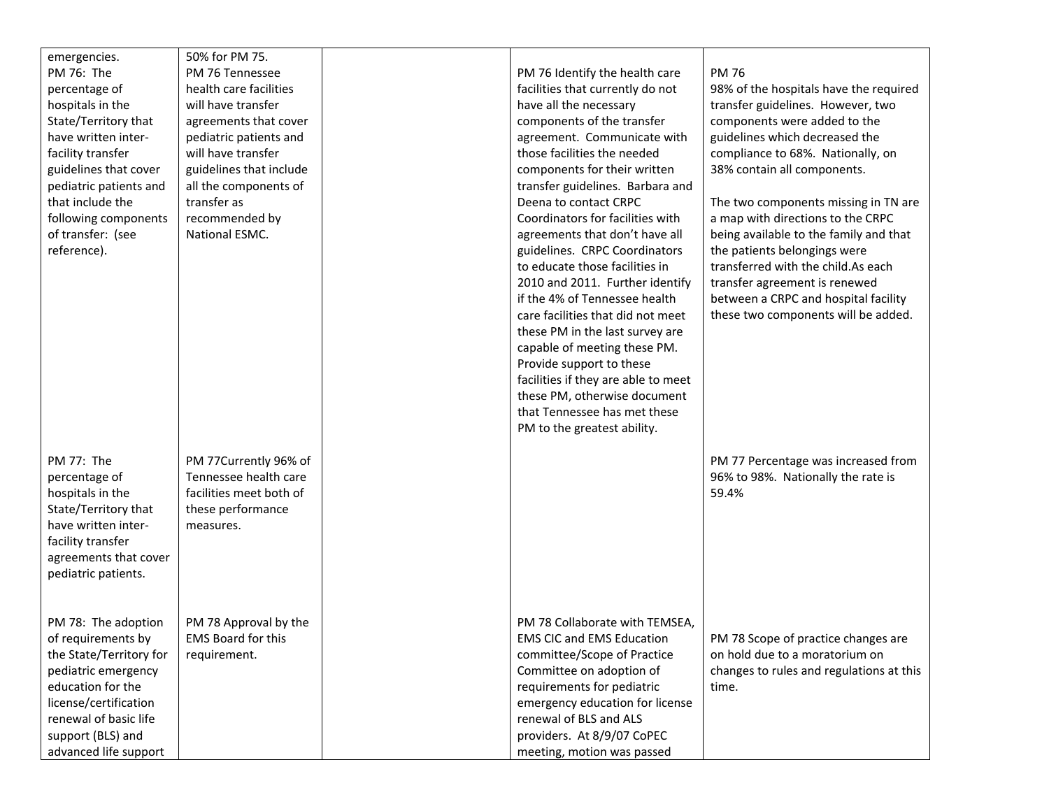| | | | | |
|---|---|---|---|---|
| emergencies. | 50% for PM 75. | | | |
| PM 76: The percentage of hospitals in the State/Territory that have written inter-facility transfer guidelines that cover pediatric patients and that include the following components of transfer: (see reference). | PM 76 Tennessee health care facilities will have transfer agreements that cover pediatric patients and will have transfer guidelines that include all the components of transfer as recommended by National ESMC. | | PM 76 Identify the health care facilities that currently do not have all the necessary components of the transfer agreement. Communicate with those facilities the needed components for their written transfer guidelines. Barbara and Deena to contact CRPC Coordinators for facilities with agreements that don't have all guidelines. CRPC Coordinators to educate those facilities in 2010 and 2011. Further identify if the 4% of Tennessee health care facilities that did not meet these PM in the last survey are capable of meeting these PM. Provide support to these facilities if they are able to meet these PM, otherwise document that Tennessee has met these PM to the greatest ability. | PM 76<br>98% of the hospitals have the required transfer guidelines. However, two components were added to the guidelines which decreased the compliance to 68%. Nationally, on 38% contain all components.<br><br>The two components missing in TN are a map with directions to the CRPC being available to the family and that the patients belongings were transferred with the child.As each transfer agreement is renewed between a CRPC and hospital facility these two components will be added. |
| PM 77: The percentage of hospitals in the State/Territory that have written inter-facility transfer agreements that cover pediatric patients. | PM 77Currently 96% of Tennessee health care facilities meet both of these performance measures. | | | PM 77 Percentage was increased from 96% to 98%. Nationally the rate is 59.4% |
| PM 78: The adoption of requirements by the State/Territory for pediatric emergency education for the license/certification renewal of basic life support (BLS) and advanced life support | PM 78 Approval by the EMS Board for this requirement. | | PM 78 Collaborate with TEMSEA, EMS CIC and EMS Education committee/Scope of Practice Committee on adoption of requirements for pediatric emergency education for license renewal of BLS and ALS providers. At 8/9/07 CoPEC meeting, motion was passed | PM 78 Scope of practice changes are on hold due to a moratorium on changes to rules and regulations at this time. |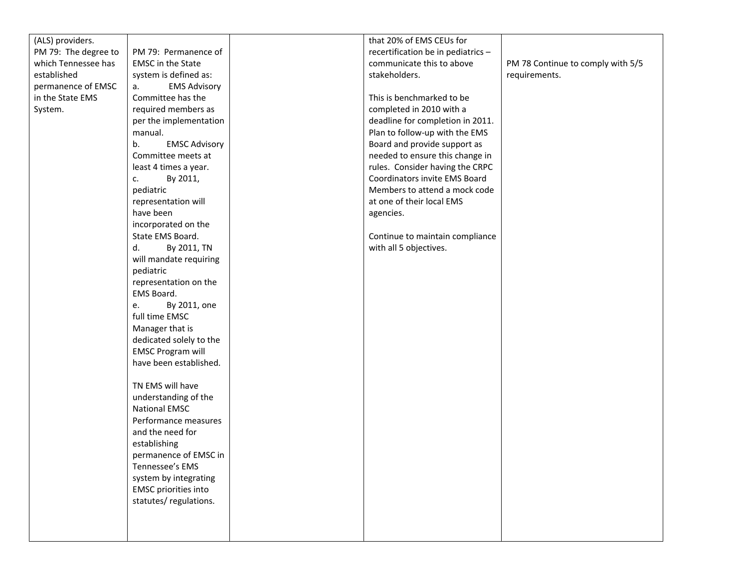| | | | | |
|---|---|---|---|---|
| (ALS) providers.<br>PM 79: The degree to which Tennessee has established permanence of EMSC in the State EMS System. | PM 79: Permanence of EMSC in the State system is defined as:<br>a. EMS Advisory Committee has the required members as per the implementation manual.<br>b. EMSC Advisory Committee meets at least 4 times a year.<br>c. By 2011, pediatric representation will have been incorporated on the State EMS Board.<br>d. By 2011, TN will mandate requiring pediatric representation on the EMS Board.<br>e. By 2011, one full time EMSC Manager that is dedicated solely to the EMSC Program will have been established.<br><br>TN EMS will have understanding of the National EMSC Performance measures and the need for establishing permanence of EMSC in Tennessee's EMS system by integrating EMSC priorities into statutes/ regulations. | | that 20% of EMS CEUs for recertification be in pediatrics – communicate this to above stakeholders.<br><br>This is benchmarked to be completed in 2010 with a deadline for completion in 2011. Plan to follow-up with the EMS Board and provide support as needed to ensure this change in rules. Consider having the CRPC Coordinators invite EMS Board Members to attend a mock code at one of their local EMS agencies.<br><br>Continue to maintain compliance with all 5 objectives. | PM 78 Continue to comply with 5/5 requirements. |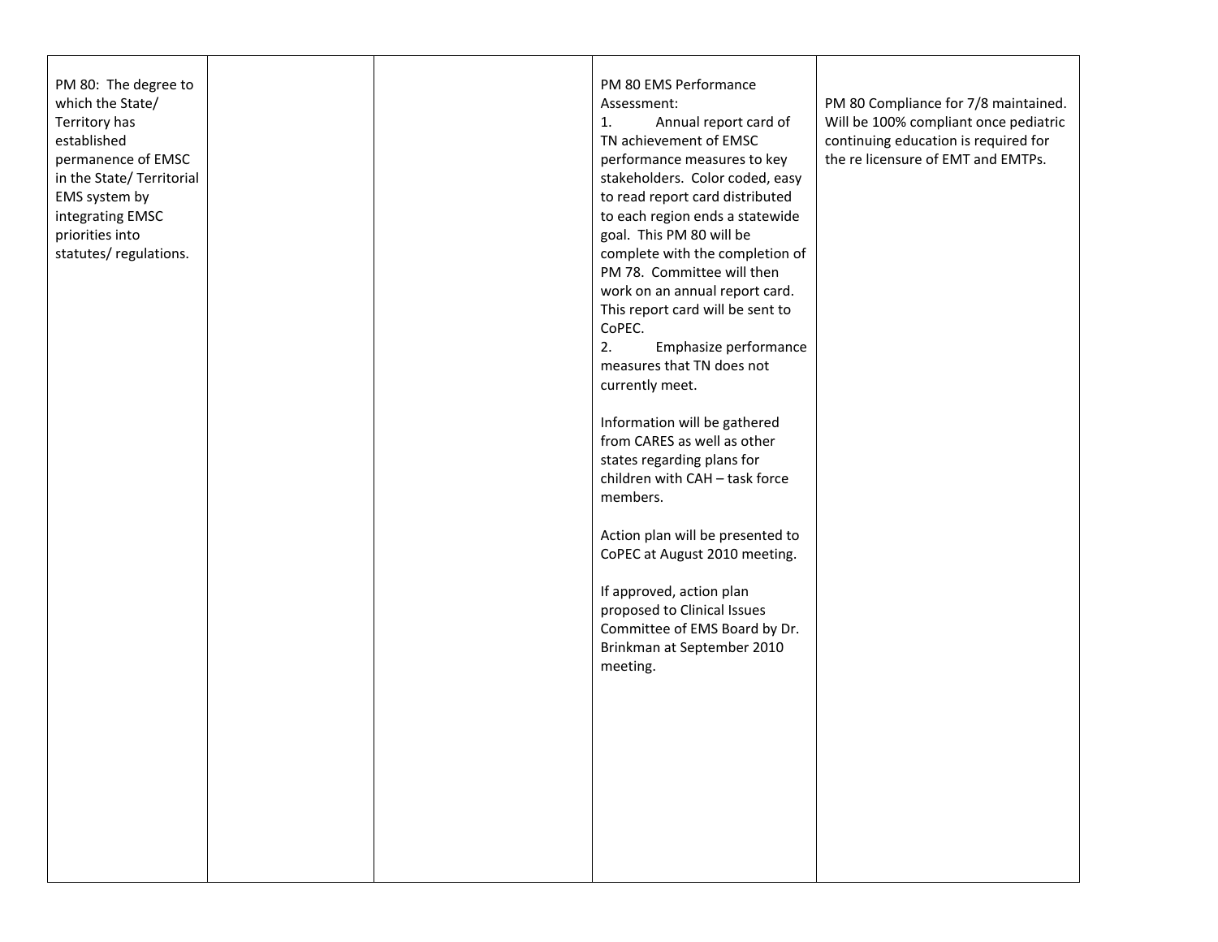| | | | | |
|---|---|---|---|---|
| PM 80: The degree to which the State/ Territory has established permanence of EMSC in the State/ Territorial EMS system by integrating EMSC priorities into statutes/ regulations. | | | PM 80 EMS Performance Assessment:<br>1. Annual report card of TN achievement of EMSC performance measures to key stakeholders. Color coded, easy to read report card distributed to each region ends a statewide goal. This PM 80 will be complete with the completion of PM 78. Committee will then work on an annual report card. This report card will be sent to CoPEC.<br>2. Emphasize performance measures that TN does not currently meet.<br><br>Information will be gathered from CARES as well as other states regarding plans for children with CAH – task force members.<br><br>Action plan will be presented to CoPEC at August 2010 meeting.<br><br>If approved, action plan proposed to Clinical Issues Committee of EMS Board by Dr. Brinkman at September 2010 meeting. | PM 80 Compliance for 7/8 maintained. Will be 100% compliant once pediatric continuing education is required for the re licensure of EMT and EMTPs. |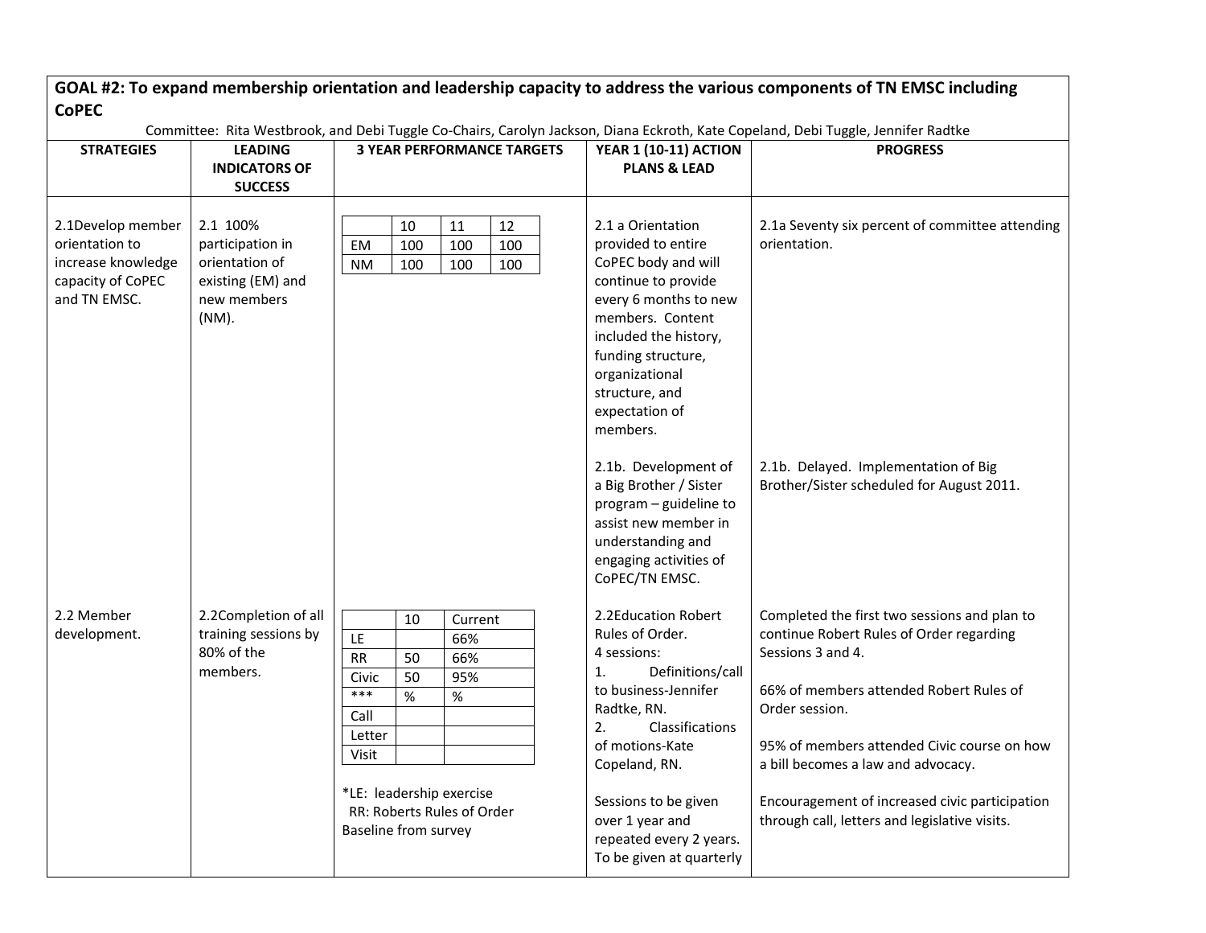## GOAL #2: To expand membership orientation and leadership capacity to address the various components of TN EMSC including CoPEC

Committee: Rita Westbrook, and Debi Tuggle Co-Chairs, Carolyn Jackson, Diana Eckroth, Kate Copeland, Debi Tuggle, Jennifer Radtke

| STRATEGIES | LEADING INDICATORS OF SUCCESS | 3 YEAR PERFORMANCE TARGETS | YEAR 1 (10-11) ACTION PLANS & LEAD | PROGRESS |
|---|---|---|---|---|
| 2.1Develop member orientation to increase knowledge capacity of CoPEC and TN EMSC. | 2.1 100% participation in orientation of existing (EM) and new members (NM). | (see table 2.1 below) | 2.1 a Orientation provided to entire CoPEC body and will continue to provide every 6 months to new members. Content included the history, funding structure, organizational structure, and expectation of members.<br><br>2.1b. Development of a Big Brother / Sister program – guideline to assist new member in understanding and engaging activities of CoPEC/TN EMSC. | 2.1a Seventy six percent of committee attending orientation.<br><br>2.1b. Delayed. Implementation of Big Brother/Sister scheduled for August 2011. |
| 2.2 Member development. | 2.2Completion of all training sessions by 80% of the members. | (see table 2.2 below)<br><br>*LE: leadership exercise<br>RR: Roberts Rules of Order<br>Baseline from survey | 2.2Education Robert Rules of Order.<br>4 sessions:<br>1. Definitions/call to business-Jennifer Radtke, RN.<br>2. Classifications of motions-Kate Copeland, RN.<br><br>Sessions to be given over 1 year and repeated every 2 years. To be given at quarterly | Completed the first two sessions and plan to continue Robert Rules of Order regarding Sessions 3 and 4.<br><br>66% of members attended Robert Rules of Order session.<br><br>95% of members attended Civic course on how a bill becomes a law and advocacy.<br><br>Encouragement of increased civic participation through call, letters and legislative visits. |

Table 2.1:

| | 10 | 11 | 12 |
|---|---|---|---|
| EM | 100 | 100 | 100 |
| NM | 100 | 100 | 100 |

Table 2.2:

| | 10 | Current |
|---|---|---|
| LE | | 66% |
| RR | 50 | 66% |
| Civic | 50 | 95% |
| *** | % | % |
| Call | | |
| Letter | | |
| Visit | | |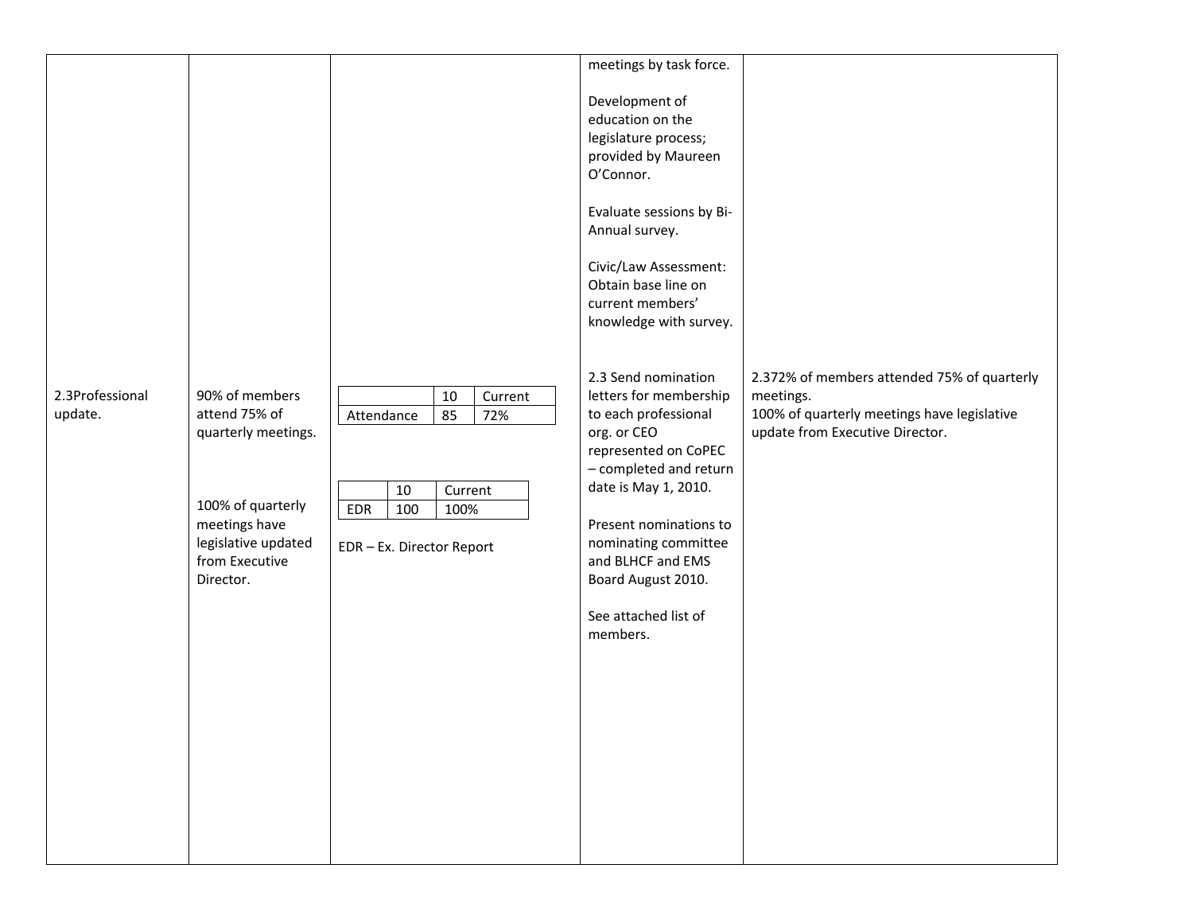| | | | | |
|---|---|---|---|---|
| | | | meetings by task force.<br><br>Development of education on the legislature process; provided by Maureen O'Connor.<br><br>Evaluate sessions by Bi-Annual survey.<br><br>Civic/Law Assessment: Obtain base line on current members' knowledge with survey. | |
| 2.3Professional update. | 90% of members attend 75% of quarterly meetings.<br><br>100% of quarterly meetings have legislative updated from Executive Director. | \| \| 10 \| Current \|<br>\| Attendance \| 85 \| 72% \|<br><br>\| \| 10 \| Current \|<br>\| EDR \| 100 \| 100% \|<br><br>EDR – Ex. Director Report | 2.3 Send nomination letters for membership to each professional org. or CEO represented on CoPEC – completed and return date is May 1, 2010.<br><br>Present nominations to nominating committee and BLHCF and EMS Board August 2010.<br><br>See attached list of members. | 2.372% of members attended 75% of quarterly meetings.<br>100% of quarterly meetings have legislative update from Executive Director. |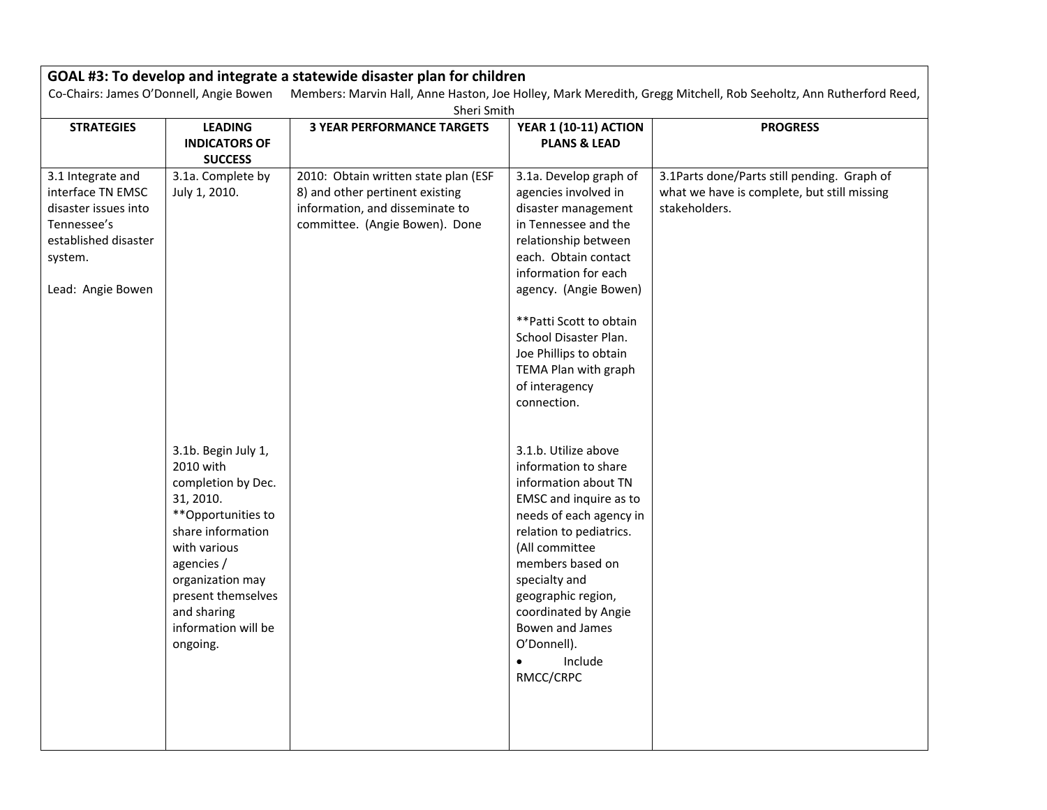## GOAL #3: To develop and integrate a statewide disaster plan for children

Co-Chairs: James O'Donnell, Angie Bowen  Members: Marvin Hall, Anne Haston, Joe Holley, Mark Meredith, Gregg Mitchell, Rob Seeholtz, Ann Rutherford Reed, Sheri Smith

| STRATEGIES | LEADING INDICATORS OF SUCCESS | 3 YEAR PERFORMANCE TARGETS | YEAR 1 (10-11) ACTION PLANS & LEAD | PROGRESS |
|---|---|---|---|---|
| 3.1 Integrate and interface TN EMSC disaster issues into Tennessee's established disaster system.<br><br>Lead: Angie Bowen | 3.1a. Complete by July 1, 2010. | 2010: Obtain written state plan (ESF 8) and other pertinent existing information, and disseminate to committee. (Angie Bowen). Done | 3.1a. Develop graph of agencies involved in disaster management in Tennessee and the relationship between each. Obtain contact information for each agency. (Angie Bowen)<br><br>**Patti Scott to obtain School Disaster Plan. Joe Phillips to obtain TEMA Plan with graph of interagency connection. | 3.1Parts done/Parts still pending. Graph of what we have is complete, but still missing stakeholders. |
| | 3.1b. Begin July 1, 2010 with completion by Dec. 31, 2010. **Opportunities to share information with various agencies / organization may present themselves and sharing information will be ongoing. | | 3.1.b. Utilize above information to share information about TN EMSC and inquire as to needs of each agency in relation to pediatrics. (All committee members based on specialty and geographic region, coordinated by Angie Bowen and James O'Donnell).<br>• Include RMCC/CRPC | |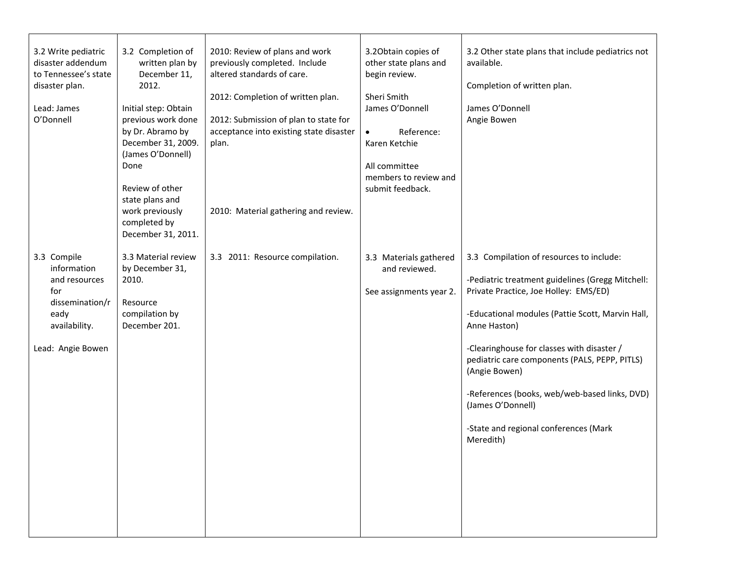| | | | | |
|---|---|---|---|---|
| 3.2 Write pediatric disaster addendum to Tennessee's state disaster plan.<br><br>Lead: James O'Donnell | 3.2 Completion of written plan by December 11, 2012.<br><br>Initial step: Obtain previous work done by Dr. Abramo by December 31, 2009. (James O'Donnell) Done<br><br>Review of other state plans and work previously completed by December 31, 2011. | 2010: Review of plans and work previously completed. Include altered standards of care.<br><br>2012: Completion of written plan.<br><br>2012: Submission of plan to state for acceptance into existing state disaster plan.<br><br>2010: Material gathering and review. | 3.2Obtain copies of other state plans and begin review.<br><br>Sheri Smith<br>James O'Donnell<br><br>• Reference: Karen Ketchie<br><br>All committee members to review and submit feedback. | 3.2 Other state plans that include pediatrics not available.<br><br>Completion of written plan.<br><br>James O'Donnell<br>Angie Bowen |
| 3.3 Compile information and resources for dissemination/ready availability.<br><br>Lead: Angie Bowen | 3.3 Material review by December 31, 2010.<br><br>Resource compilation by December 201. | 3.3 2011: Resource compilation. | 3.3 Materials gathered and reviewed.<br><br>See assignments year 2. | 3.3 Compilation of resources to include:<br><br>-Pediatric treatment guidelines (Gregg Mitchell: Private Practice, Joe Holley: EMS/ED)<br><br>-Educational modules (Pattie Scott, Marvin Hall, Anne Haston)<br><br>-Clearinghouse for classes with disaster / pediatric care components (PALS, PEPP, PITLS) (Angie Bowen)<br><br>-References (books, web/web-based links, DVD) (James O'Donnell)<br><br>-State and regional conferences (Mark Meredith) |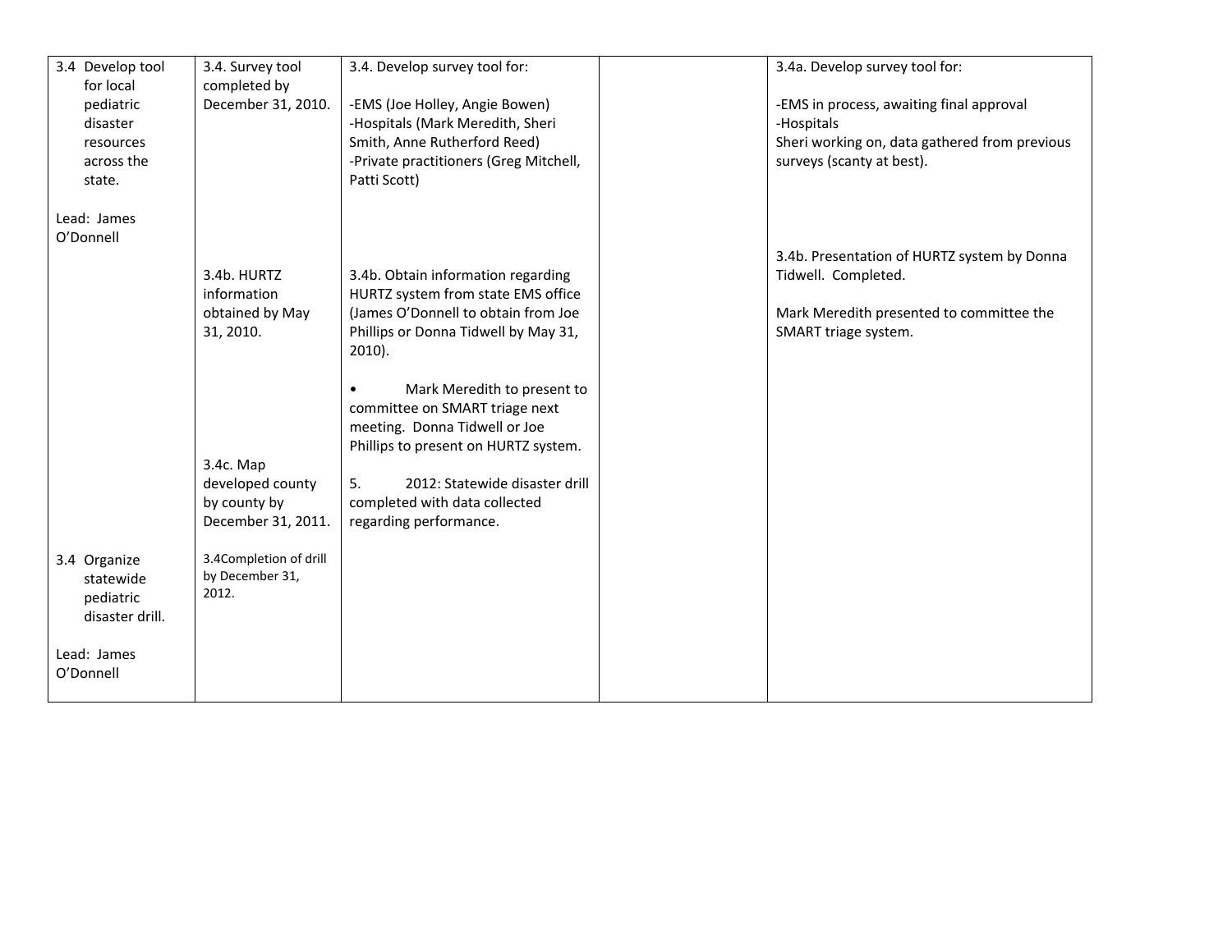| | | | | |
|---|---|---|---|---|
| 3.4 Develop tool for local pediatric disaster resources across the state.<br><br>Lead: James O'Donnell | 3.4. Survey tool completed by December 31, 2010.<br><br><br><br><br><br>3.4b. HURTZ information obtained by May 31, 2010.<br><br><br><br><br><br><br>3.4c. Map developed county by county by December 31, 2011. | 3.4. Develop survey tool for:<br><br>-EMS (Joe Holley, Angie Bowen)<br>-Hospitals (Mark Meredith, Sheri Smith, Anne Rutherford Reed)<br>-Private practitioners (Greg Mitchell, Patti Scott)<br><br><br><br>3.4b. Obtain information regarding HURTZ system from state EMS office (James O'Donnell to obtain from Joe Phillips or Donna Tidwell by May 31, 2010).<br><br>• Mark Meredith to present to committee on SMART triage next meeting. Donna Tidwell or Joe Phillips to present on HURTZ system.<br><br>5. 2012: Statewide disaster drill completed with data collected regarding performance. | | 3.4a. Develop survey tool for:<br><br>-EMS in process, awaiting final approval<br>-Hospitals<br>Sheri working on, data gathered from previous surveys (scanty at best).<br><br><br><br>3.4b. Presentation of HURTZ system by Donna Tidwell. Completed.<br><br>Mark Meredith presented to committee the SMART triage system. |
| 3.4 Organize statewide pediatric disaster drill.<br><br>Lead: James O'Donnell | 3.4Completion of drill by December 31, 2012. | | | |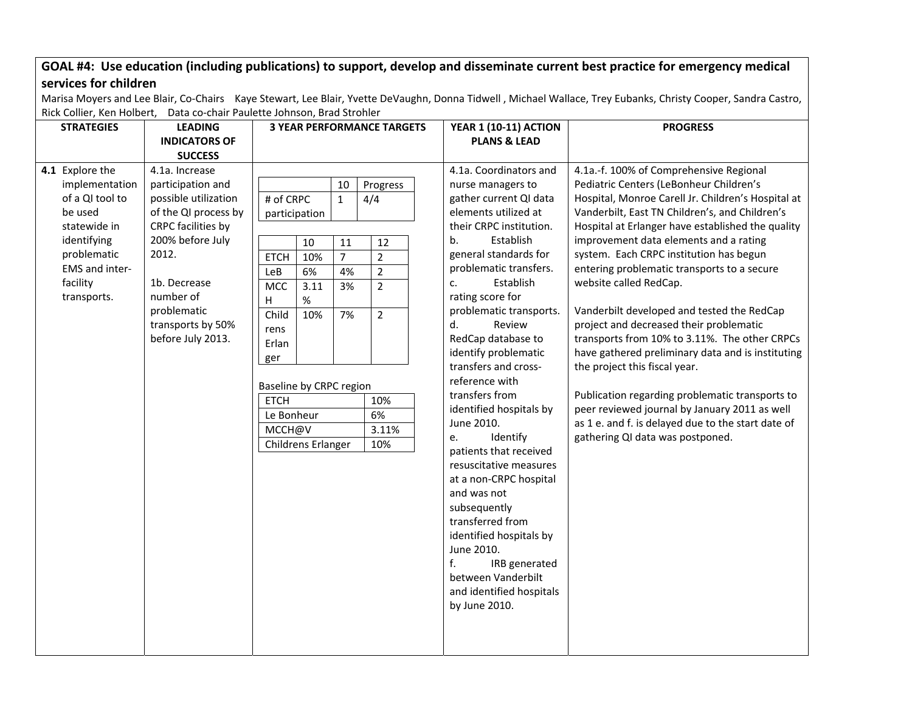**GOAL #4: Use education (including publications) to support, develop and disseminate current best practice for emergency medical services for children**

Marisa Moyers and Lee Blair, Co-Chairs Kaye Stewart, Lee Blair, Yvette DeVaughn, Donna Tidwell , Michael Wallace, Trey Eubanks, Christy Cooper, Sandra Castro, Rick Collier, Ken Holbert, Data co-chair Paulette Johnson, Brad Strohler

| STRATEGIES | LEADING INDICATORS OF SUCCESS | 3 YEAR PERFORMANCE TARGETS | YEAR 1 (10-11) ACTION PLANS & LEAD | PROGRESS |
|---|---|---|---|---|
| **4.1** Explore the implementation of a QI tool to be used statewide in identifying problematic EMS and inter-facility transports. | 4.1a. Increase participation and possible utilization of the QI process by CRPC facilities by 200% before July 2012.<br><br>1b. Decrease number of problematic transports by 50% before July 2013. | (see tables below) | 4.1a. Coordinators and nurse managers to gather current QI data elements utilized at their CRPC institution.<br>b. Establish general standards for problematic transfers.<br>c. Establish rating score for problematic transports.<br>d. Review RedCap database to identify problematic transfers and cross-reference with transfers from identified hospitals by June 2010.<br>e. Identify patients that received resuscitative measures at a non-CRPC hospital and was not subsequently transferred from identified hospitals by June 2010.<br>f. IRB generated between Vanderbilt and identified hospitals by June 2010. | 4.1a.-f. 100% of Comprehensive Regional Pediatric Centers (LeBonheur Children's Hospital, Monroe Carell Jr. Children's Hospital at Vanderbilt, East TN Children's, and Children's Hospital at Erlanger have established the quality improvement data elements and a rating system. Each CRPC institution has begun entering problematic transports to a secure website called RedCap.<br><br>Vanderbilt developed and tested the RedCap project and decreased their problematic transports from 10% to 3.11%. The other CRPCs have gathered preliminary data and is instituting the project this fiscal year.<br><br>Publication regarding problematic transports to peer reviewed journal by January 2011 as well as 1 e. and f. is delayed due to the start date of gathering QI data was postponed. |

3 Year Performance Targets:

| | 10 | Progress |
|---|---|---|
| # of CRPC participation | 1 | 4/4 |

| | 10 | 11 | 12 |
|---|---|---|---|
| ETCH | 10% | 7 | 2 |
| LeB | 6% | 4% | 2 |
| MCCH | 3.11 % | 3% | 2 |
| Childrens Erlanger | 10% | 7% | 2 |

Baseline by CRPC region

| | |
|---|---|
| ETCH | 10% |
| Le Bonheur | 6% |
| MCCH@V | 3.11% |
| Childrens Erlanger | 10% |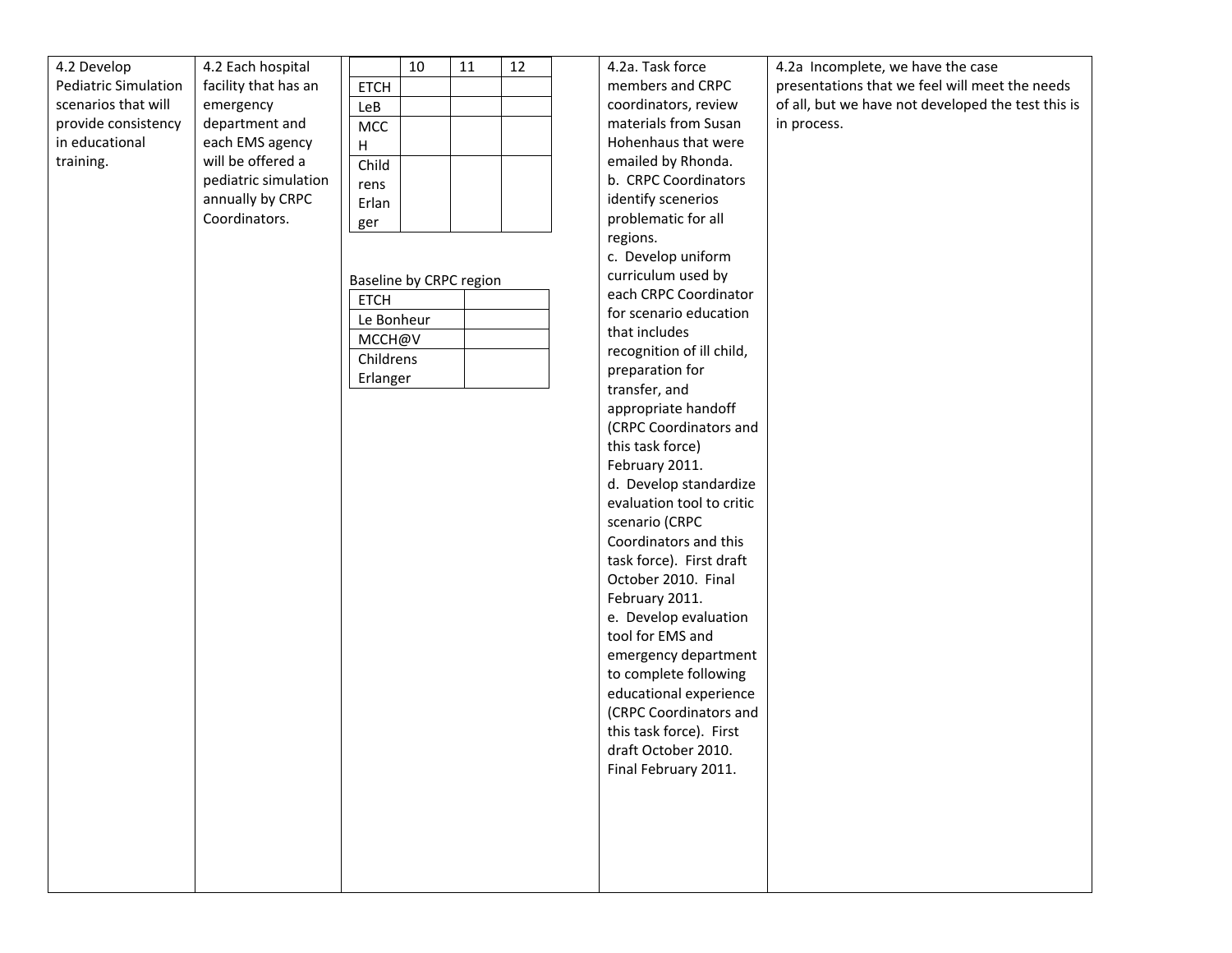| | | | | |
|---|---|---|---|---|
| 4.2 Develop Pediatric Simulation scenarios that will provide consistency in educational training. | 4.2 Each hospital facility that has an emergency department and each EMS agency will be offered a pediatric simulation annually by CRPC Coordinators. | \| \| 10 \| 11 \| 12 \|<br>\|---\|---\|---\|---\|<br>\| ETCH \| \| \| \|<br>\| LeB \| \| \| \|<br>\| MCCH \| \| \| \|<br>\| Childrens Erlanger \| \| \| \|<br><br>Baseline by CRPC region<br><br>\| ETCH \| \|<br>\| Le Bonheur \| \|<br>\| MCCH@V \| \|<br>\| Childrens Erlanger \| \| | 4.2a. Task force members and CRPC coordinators, review materials from Susan Hohenhaus that were emailed by Rhonda.<br>b. CRPC Coordinators identify scenerios problematic for all regions.<br>c. Develop uniform curriculum used by each CRPC Coordinator for scenario education that includes recognition of ill child, preparation for transfer, and appropriate handoff (CRPC Coordinators and this task force) February 2011.<br>d. Develop standardize evaluation tool to critic scenario (CRPC Coordinators and this task force). First draft October 2010. Final February 2011.<br>e. Develop evaluation tool for EMS and emergency department to complete following educational experience (CRPC Coordinators and this task force). First draft October 2010. Final February 2011. | 4.2a Incomplete, we have the case presentations that we feel will meet the needs of all, but we have not developed the test this is in process. |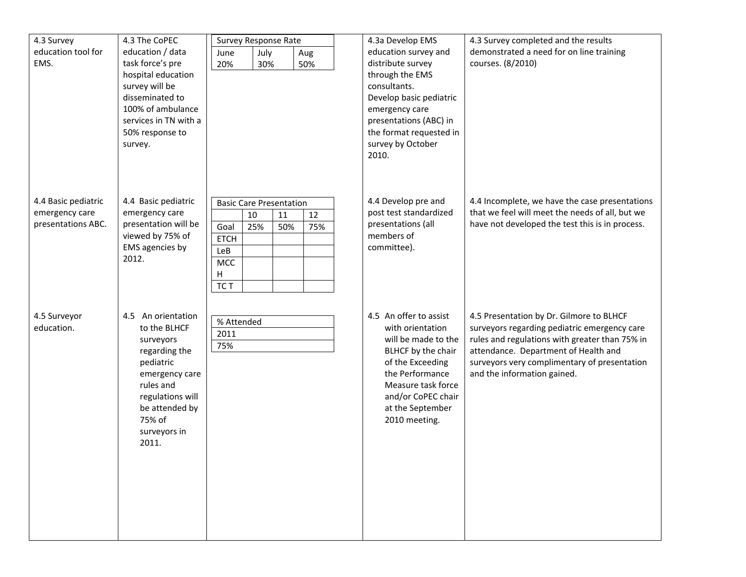| | | | | |
|---|---|---|---|---|
| 4.3 Survey education tool for EMS. | 4.3 The CoPEC education / data task force's pre hospital education survey will be disseminated to 100% of ambulance services in TN with a 50% response to survey. | Survey Response Rate<br>June: 20%<br>July: 30%<br>Aug: 50% | 4.3a Develop EMS education survey and distribute survey through the EMS consultants.<br>Develop basic pediatric emergency care presentations (ABC) in the format requested in survey by October 2010. | 4.3 Survey completed and the results demonstrated a need for on line training courses. (8/2010) |
| 4.4 Basic pediatric emergency care presentations ABC. | 4.4 Basic pediatric emergency care presentation will be viewed by 75% of EMS agencies by 2012. | Basic Care Presentation<br>(10 / 11 / 12)<br>Goal: 25% / 50% / 75%<br>ETCH:<br>LeB:<br>MCC H:<br>TC T: | 4.4 Develop pre and post test standardized presentations (all members of committee). | 4.4 Incomplete, we have the case presentations that we feel will meet the needs of all, but we have not developed the test this is in process. |
| 4.5 Surveyor education. | 4.5 An orientation to the BLHCF surveyors regarding the pediatric emergency care rules and regulations will be attended by 75% of surveyors in 2011. | % Attended<br>2011<br>75% | 4.5 An offer to assist with orientation will be made to the BLHCF by the chair of the Exceeding the Performance Measure task force and/or CoPEC chair at the September 2010 meeting. | 4.5 Presentation by Dr. Gilmore to BLHCF surveyors regarding pediatric emergency care rules and regulations with greater than 75% in attendance. Department of Health and surveyors very complimentary of presentation and the information gained. |

| Survey Response Rate | | |
|---|---|---|
| June | July | Aug |
| 20% | 30% | 50% |

| Basic Care Presentation | | | |
|---|---|---|---|
| | 10 | 11 | 12 |
| Goal | 25% | 50% | 75% |
| ETCH | | | |
| LeB | | | |
| MCC H | | | |
| TC T | | | |

| % Attended |
|---|
| 2011 |
| 75% |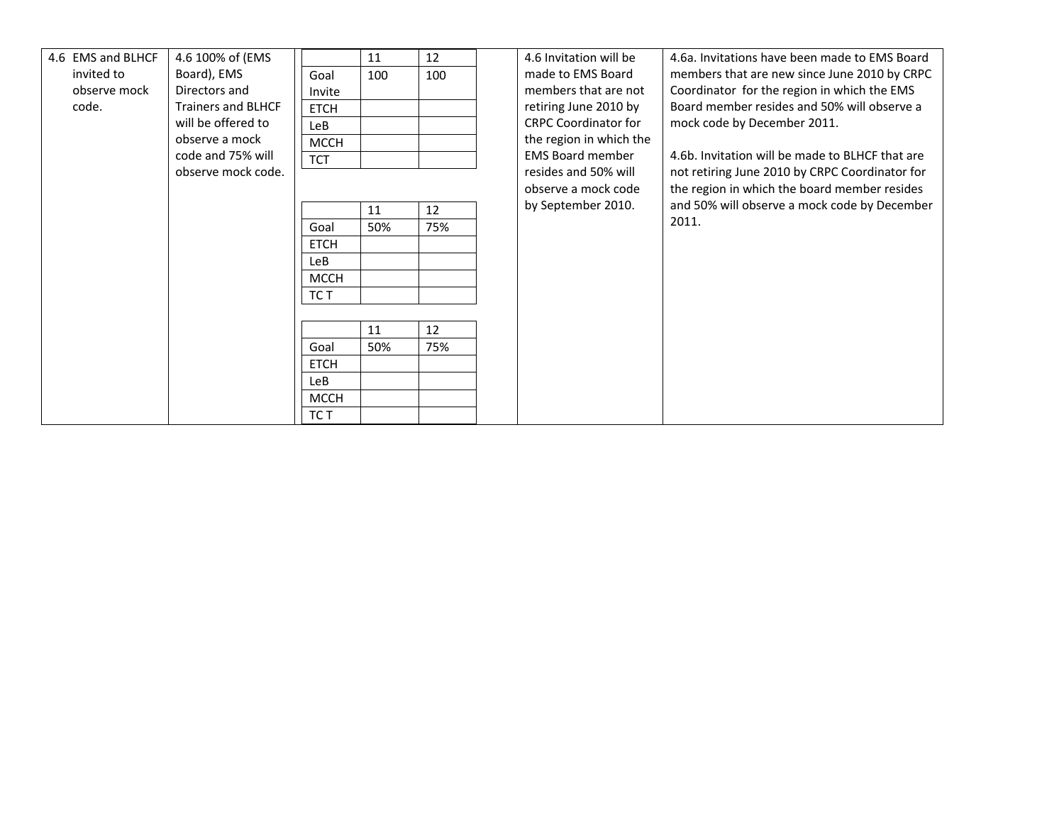| | | | | |
|---|---|---|---|---|
| 4.6 EMS and BLHCF invited to observe mock code. | 4.6 100% of (EMS Board), EMS Directors and Trainers and BLHCF will be offered to observe a mock code and 75% will observe mock code. | (see tables below) | 4.6 Invitation will be made to EMS Board members that are not retiring June 2010 by CRPC Coordinator for the region in which the EMS Board member resides and 50% will observe a mock code by September 2010. | 4.6a. Invitations have been made to EMS Board members that are new since June 2010 by CRPC Coordinator for the region in which the EMS Board member resides and 50% will observe a mock code by December 2011.<br><br>4.6b. Invitation will be made to BLHCF that are not retiring June 2010 by CRPC Coordinator for the region in which the board member resides and 50% will observe a mock code by December 2011. |

| | 11 | 12 |
|---|---|---|
| Goal Invite | 100 | 100 |
| ETCH | | |
| LeB | | |
| MCCH | | |
| TCT | | |

| | 11 | 12 |
|---|---|---|
| Goal | 50% | 75% |
| ETCH | | |
| LeB | | |
| MCCH | | |
| TC T | | |

| | 11 | 12 |
|---|---|---|
| Goal | 50% | 75% |
| ETCH | | |
| LeB | | |
| MCCH | | |
| TC T | | |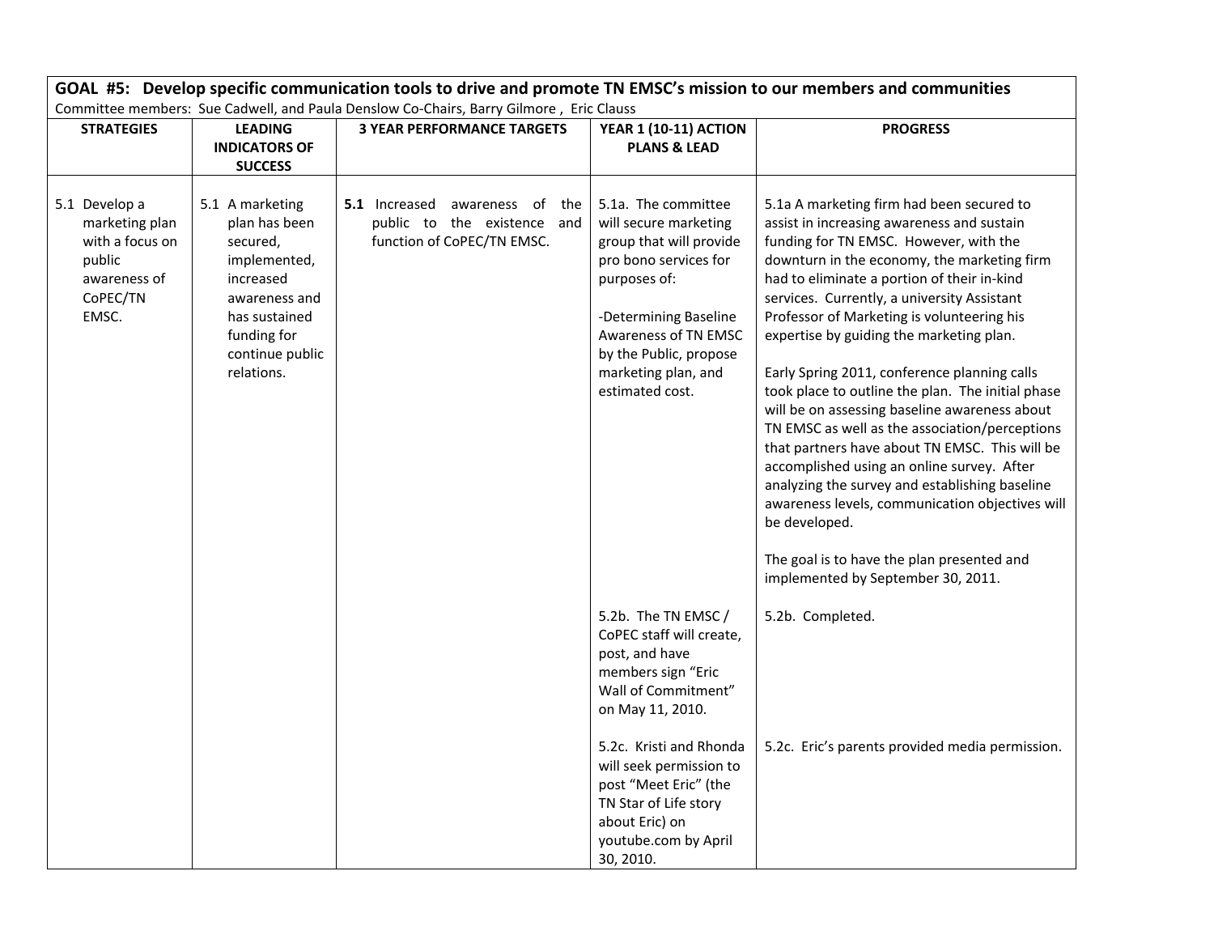## GOAL #5: Develop specific communication tools to drive and promote TN EMSC's mission to our members and communities

Committee members: Sue Cadwell, and Paula Denslow Co-Chairs, Barry Gilmore , Eric Clauss

| STRATEGIES | LEADING INDICATORS OF SUCCESS | 3 YEAR PERFORMANCE TARGETS | YEAR 1 (10-11) ACTION PLANS & LEAD | PROGRESS |
|---|---|---|---|---|
| 5.1 Develop a marketing plan with a focus on public awareness of CoPEC/TN EMSC. | 5.1 A marketing plan has been secured, implemented, increased awareness and has sustained funding for continue public relations. | **5.1** Increased awareness of the public to the existence and function of CoPEC/TN EMSC. | 5.1a. The committee will secure marketing group that will provide pro bono services for purposes of:<br><br>-Determining Baseline Awareness of TN EMSC by the Public, propose marketing plan, and estimated cost. | 5.1a A marketing firm had been secured to assist in increasing awareness and sustain funding for TN EMSC. However, with the downturn in the economy, the marketing firm had to eliminate a portion of their in-kind services. Currently, a university Assistant Professor of Marketing is volunteering his expertise by guiding the marketing plan.<br><br>Early Spring 2011, conference planning calls took place to outline the plan. The initial phase will be on assessing baseline awareness about TN EMSC as well as the association/perceptions that partners have about TN EMSC. This will be accomplished using an online survey. After analyzing the survey and establishing baseline awareness levels, communication objectives will be developed.<br><br>The goal is to have the plan presented and implemented by September 30, 2011. |
| | | | 5.2b. The TN EMSC / CoPEC staff will create, post, and have members sign "Eric Wall of Commitment" on May 11, 2010. | 5.2b. Completed. |
| | | | 5.2c. Kristi and Rhonda will seek permission to post "Meet Eric" (the TN Star of Life story about Eric) on youtube.com by April 30, 2010. | 5.2c. Eric's parents provided media permission. |